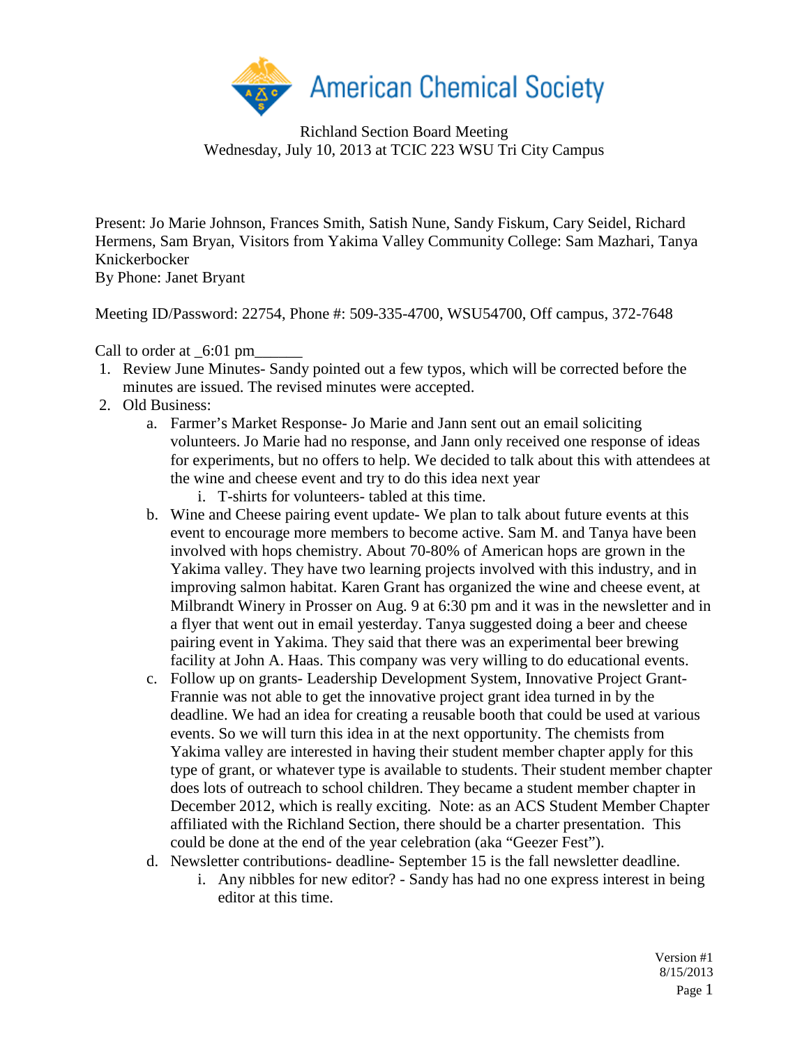Richland Section Board Meeting
Wednesday, July 10, 2013 at TCIC 223 WSU Tri City Campus

Present: Jo Marie Johnson, Frances Smith, Satish Nune, Sandy Fiskum, Cary Seidel, Richard Hermens, Sam Bryan, Visitors from Yakima Valley Community College: Sam Mazhari, Tanya Knickerbocker
By Phone: Janet Bryant

Meeting ID/Password: 22754, Phone #: 509-335-4700, WSU54700, Off campus, 372-7648

Call to order at _6:01 pm______

1. Review June Minutes- Sandy pointed out a few typos, which will be corrected before the minutes are issued. The revised minutes were accepted.
2. Old Business:
   a. Farmer's Market Response- Jo Marie and Jann sent out an email soliciting volunteers. Jo Marie had no response, and Jann only received one response of ideas for experiments, but no offers to help. We decided to talk about this with attendees at the wine and cheese event and try to do this idea next year
      i. T-shirts for volunteers- tabled at this time.
   b. Wine and Cheese pairing event update- We plan to talk about future events at this event to encourage more members to become active. Sam M. and Tanya have been involved with hops chemistry. About 70-80% of American hops are grown in the Yakima valley. They have two learning projects involved with this industry, and in improving salmon habitat. Karen Grant has organized the wine and cheese event, at Milbrandt Winery in Prosser on Aug. 9 at 6:30 pm and it was in the newsletter and in a flyer that went out in email yesterday. Tanya suggested doing a beer and cheese pairing event in Yakima. They said that there was an experimental beer brewing facility at John A. Haas. This company was very willing to do educational events.
   c. Follow up on grants- Leadership Development System, Innovative Project Grant- Frannie was not able to get the innovative project grant idea turned in by the deadline. We had an idea for creating a reusable booth that could be used at various events. So we will turn this idea in at the next opportunity. The chemists from Yakima valley are interested in having their student member chapter apply for this type of grant, or whatever type is available to students. Their student member chapter does lots of outreach to school children. They became a student member chapter in December 2012, which is really exciting. Note: as an ACS Student Member Chapter affiliated with the Richland Section, there should be a charter presentation. This could be done at the end of the year celebration (aka "Geezer Fest").
   d. Newsletter contributions- deadline- September 15 is the fall newsletter deadline.
      i. Any nibbles for new editor? - Sandy has had no one express interest in being editor at this time.

Version #1
8/15/2013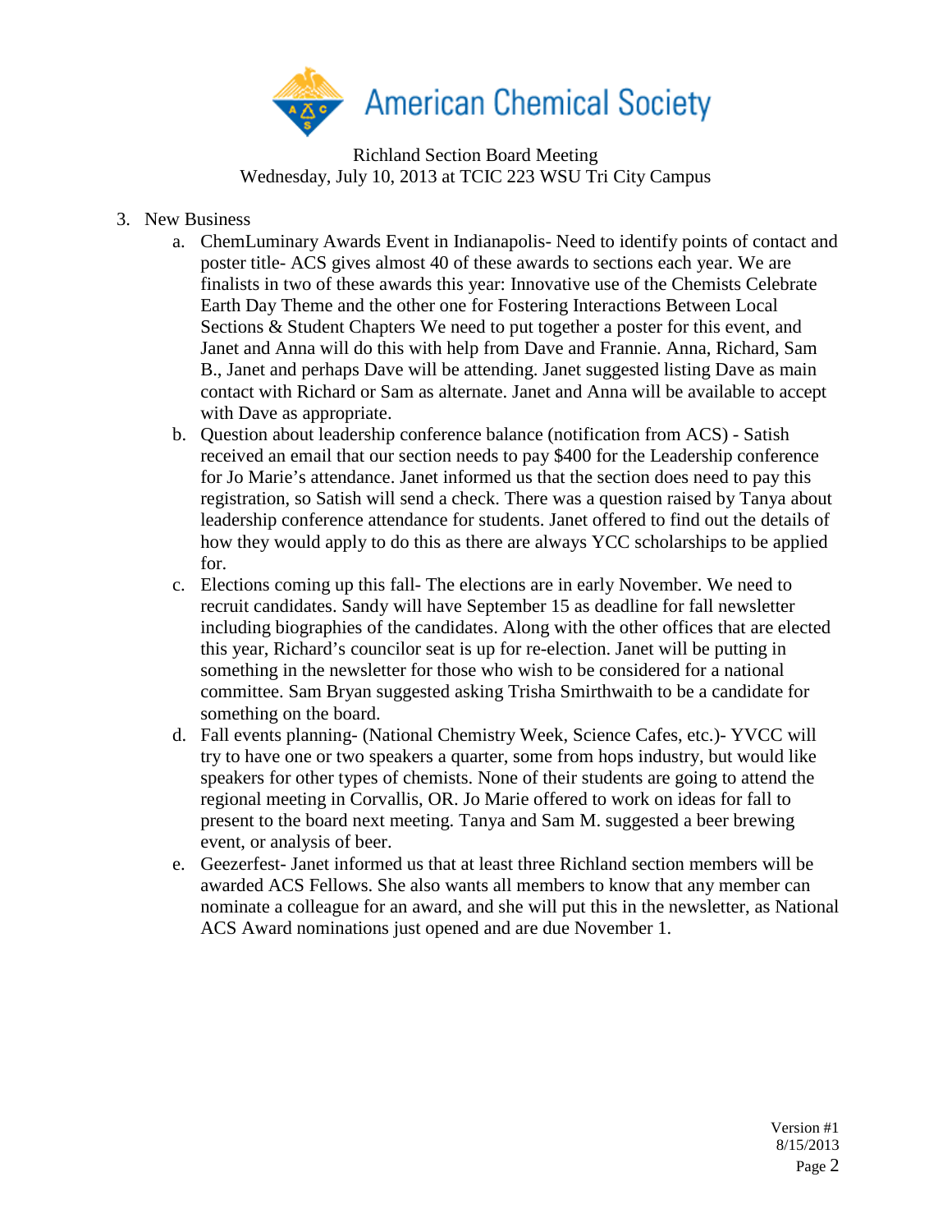Richland Section Board Meeting
Wednesday, July 10, 2013 at TCIC 223 WSU Tri City Campus

3. New Business
    a. ChemLuminary Awards Event in Indianapolis- Need to identify points of contact and poster title- ACS gives almost 40 of these awards to sections each year. We are finalists in two of these awards this year: Innovative use of the Chemists Celebrate Earth Day Theme and the other one for Fostering Interactions Between Local Sections & Student Chapters We need to put together a poster for this event, and Janet and Anna will do this with help from Dave and Frannie. Anna, Richard, Sam B., Janet and perhaps Dave will be attending. Janet suggested listing Dave as main contact with Richard or Sam as alternate. Janet and Anna will be available to accept with Dave as appropriate.
    b. Question about leadership conference balance (notification from ACS) - Satish received an email that our section needs to pay $400 for the Leadership conference for Jo Marie's attendance. Janet informed us that the section does need to pay this registration, so Satish will send a check. There was a question raised by Tanya about leadership conference attendance for students. Janet offered to find out the details of how they would apply to do this as there are always YCC scholarships to be applied for.
    c. Elections coming up this fall- The elections are in early November. We need to recruit candidates. Sandy will have September 15 as deadline for fall newsletter including biographies of the candidates. Along with the other offices that are elected this year, Richard's councilor seat is up for re-election. Janet will be putting in something in the newsletter for those who wish to be considered for a national committee. Sam Bryan suggested asking Trisha Smirthwaith to be a candidate for something on the board.
    d. Fall events planning- (National Chemistry Week, Science Cafes, etc.)- YVCC will try to have one or two speakers a quarter, some from hops industry, but would like speakers for other types of chemists. None of their students are going to attend the regional meeting in Corvallis, OR. Jo Marie offered to work on ideas for fall to present to the board next meeting. Tanya and Sam M. suggested a beer brewing event, or analysis of beer.
    e. Geezerfest- Janet informed us that at least three Richland section members will be awarded ACS Fellows. She also wants all members to know that any member can nominate a colleague for an award, and she will put this in the newsletter, as National ACS Award nominations just opened and are due November 1.

Version #1
8/15/2013